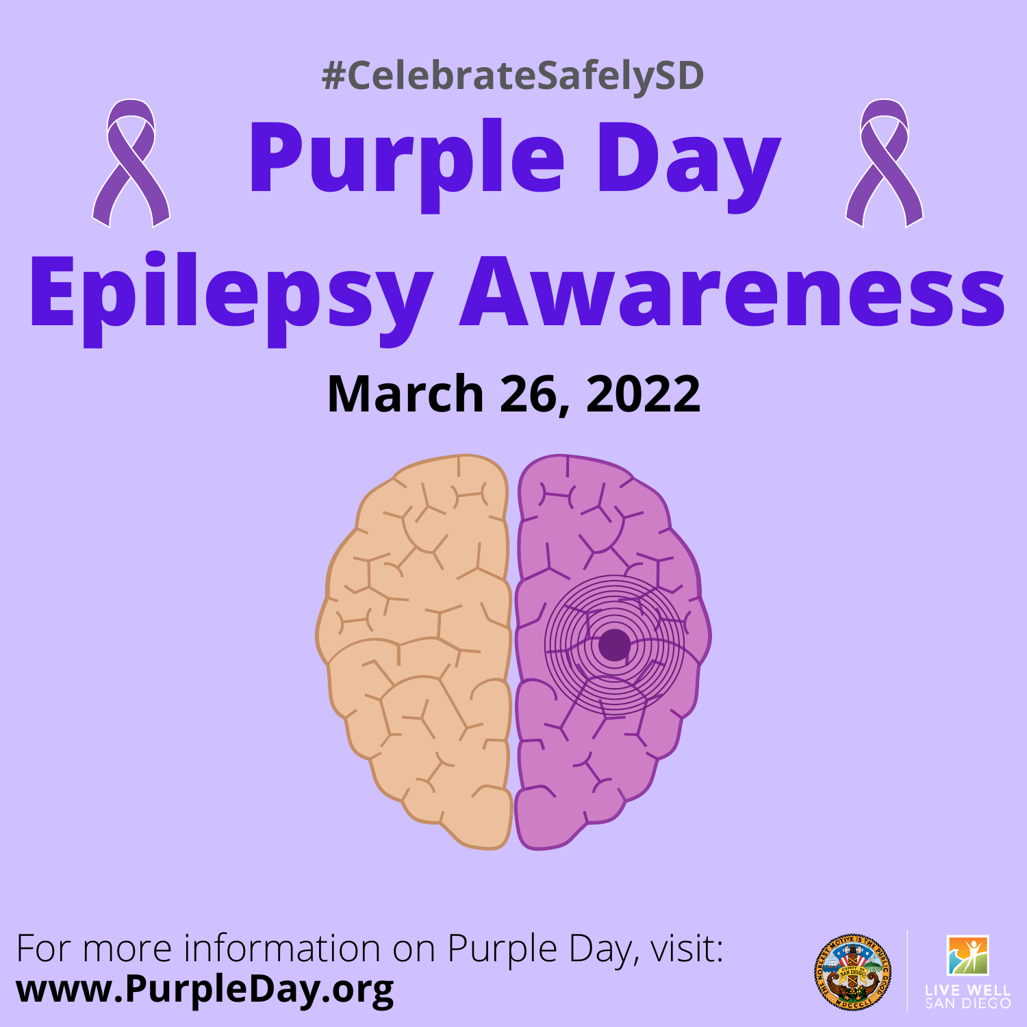#CelebrateSafelySD

# Purple Day

# Epilepsy Awareness

## March 26, 2022

For more information on Purple Day, visit:
**www.PurpleDay.org**

LIVE WELL SAN DIEGO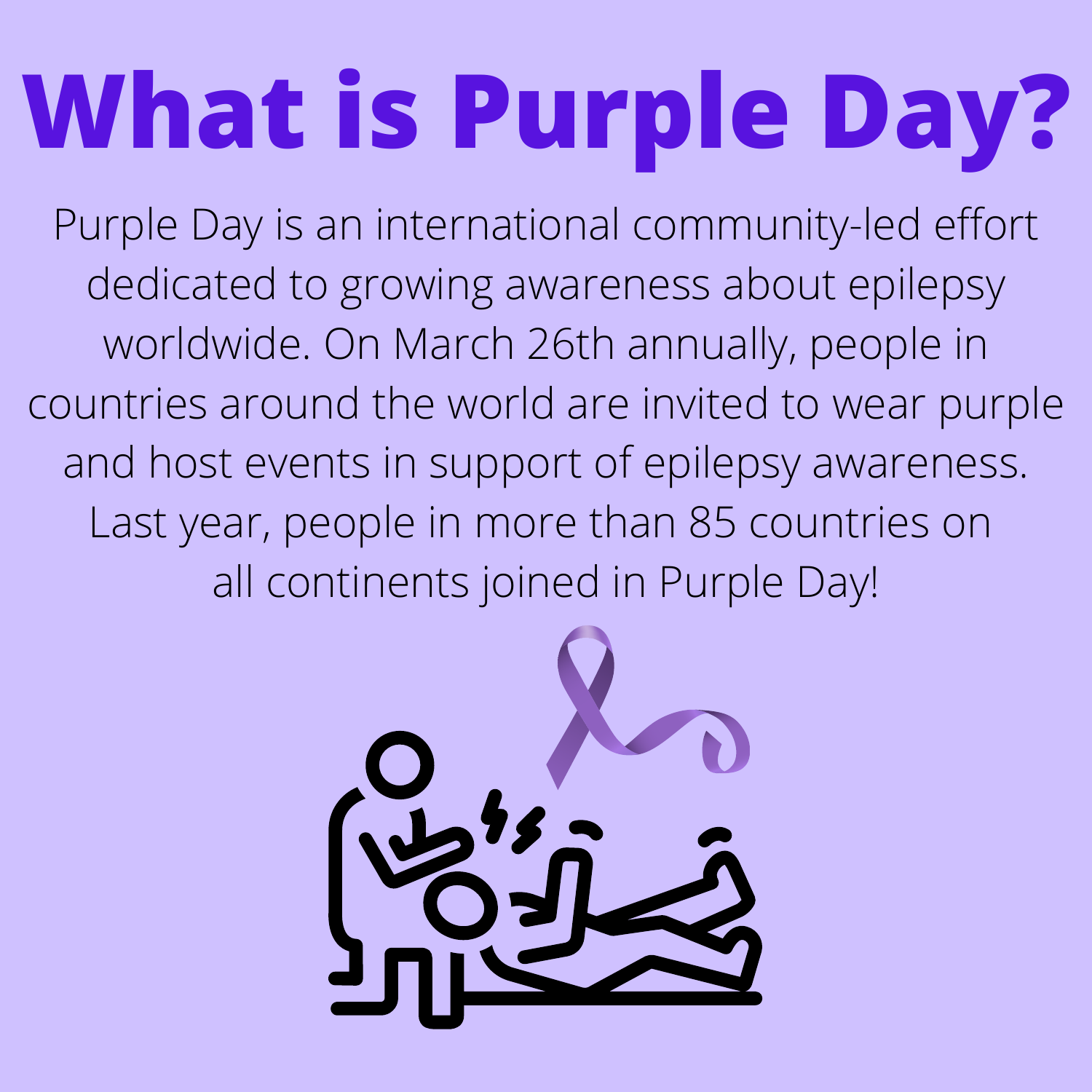# What is Purple Day?

Purple Day is an international community-led effort dedicated to growing awareness about epilepsy worldwide. On March 26th annually, people in countries around the world are invited to wear purple and host events in support of epilepsy awareness. Last year, people in more than 85 countries on all continents joined in Purple Day!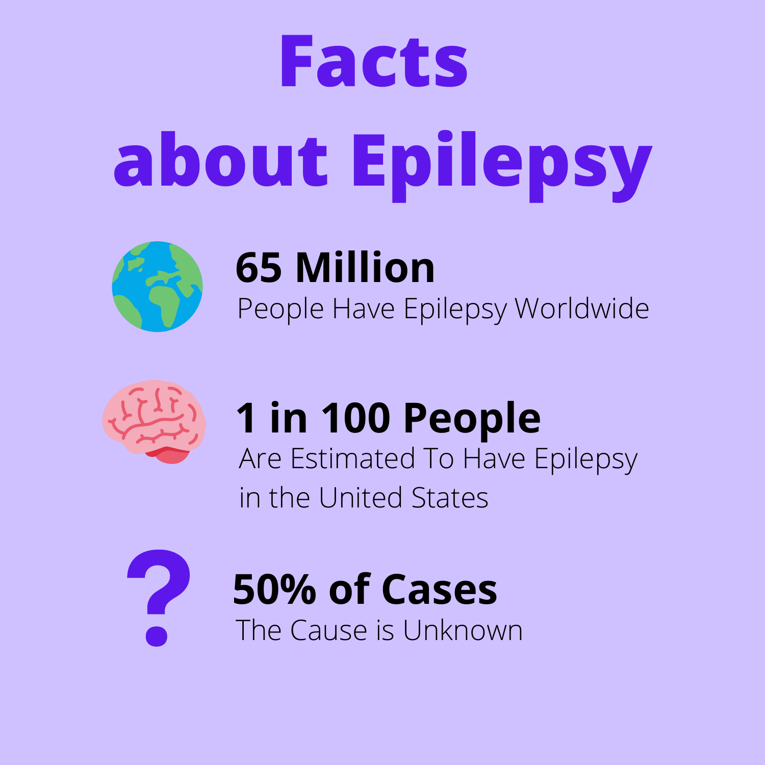# Facts about Epilepsy

**65 Million**
People Have Epilepsy Worldwide

**1 in 100 People**
Are Estimated To Have Epilepsy in the United States

**50% of Cases**
The Cause is Unknown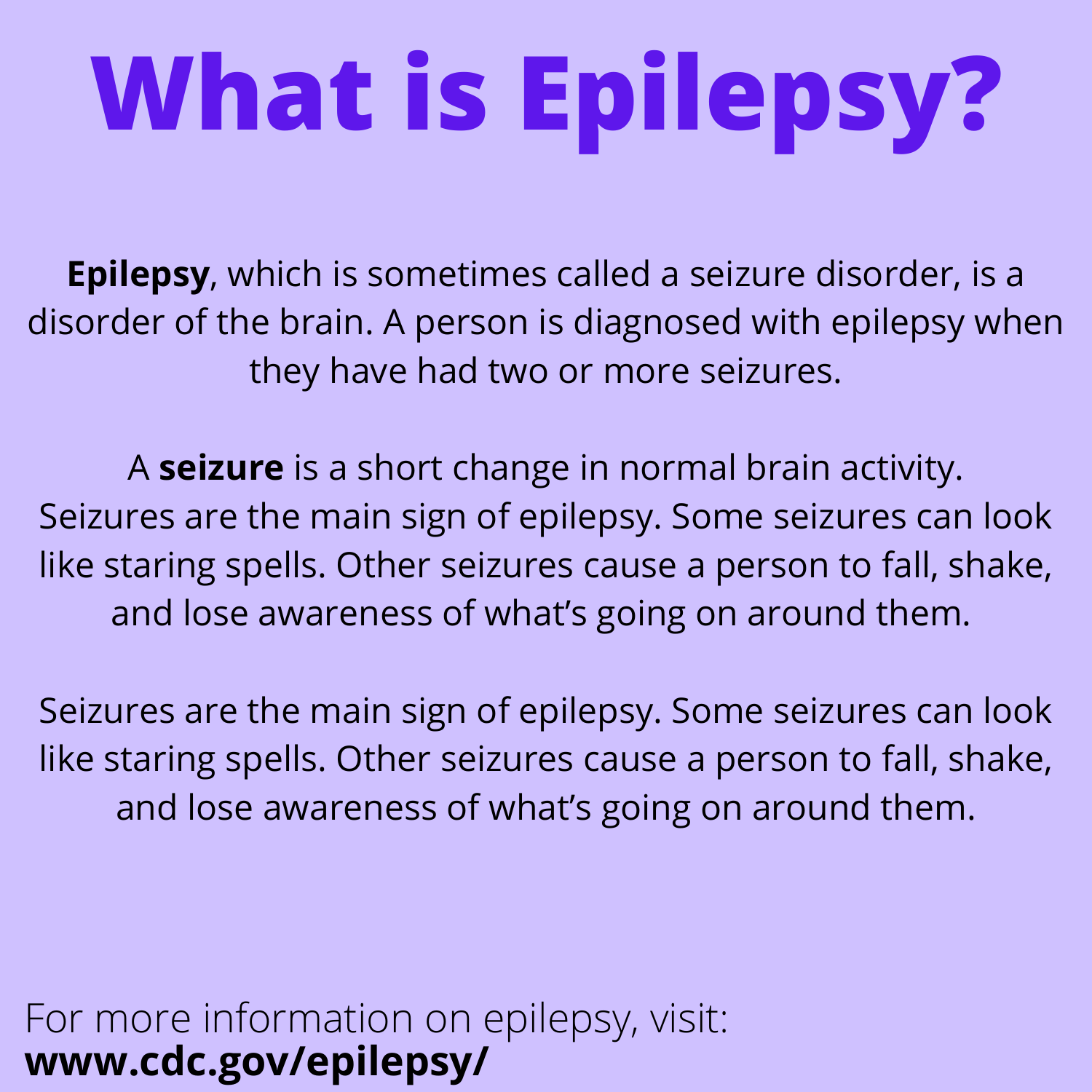# What is Epilepsy?

**Epilepsy**, which is sometimes called a seizure disorder, is a disorder of the brain. A person is diagnosed with epilepsy when they have had two or more seizures.

A **seizure** is a short change in normal brain activity. Seizures are the main sign of epilepsy. Some seizures can look like staring spells. Other seizures cause a person to fall, shake, and lose awareness of what's going on around them.

Seizures are the main sign of epilepsy. Some seizures can look like staring spells. Other seizures cause a person to fall, shake, and lose awareness of what's going on around them.

For more information on epilepsy, visit:
**www.cdc.gov/epilepsy/**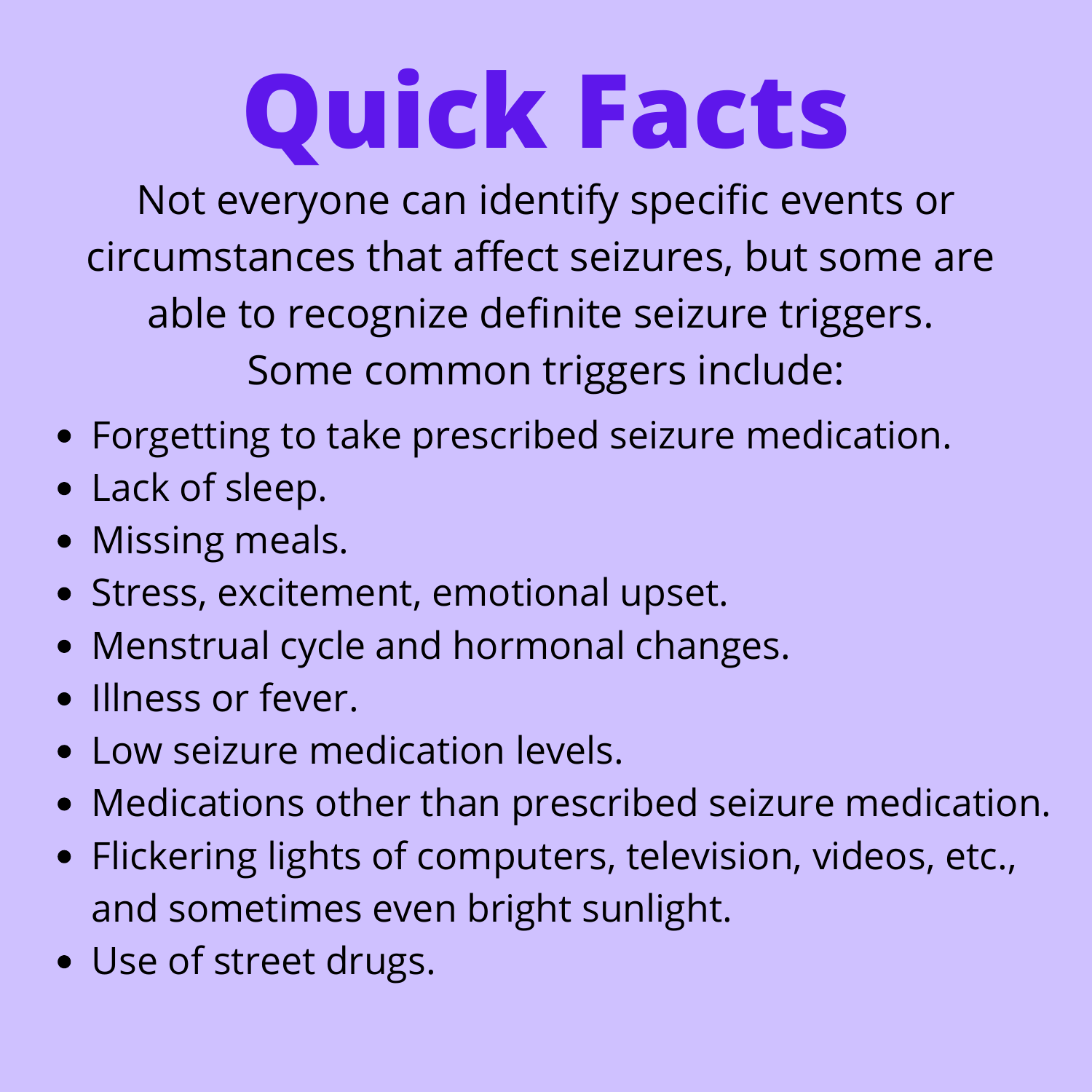# Quick Facts

Not everyone can identify specific events or circumstances that affect seizures, but some are able to recognize definite seizure triggers. Some common triggers include:

- Forgetting to take prescribed seizure medication.
- Lack of sleep.
- Missing meals.
- Stress, excitement, emotional upset.
- Menstrual cycle and hormonal changes.
- Illness or fever.
- Low seizure medication levels.
- Medications other than prescribed seizure medication.
- Flickering lights of computers, television, videos, etc., and sometimes even bright sunlight.
- Use of street drugs.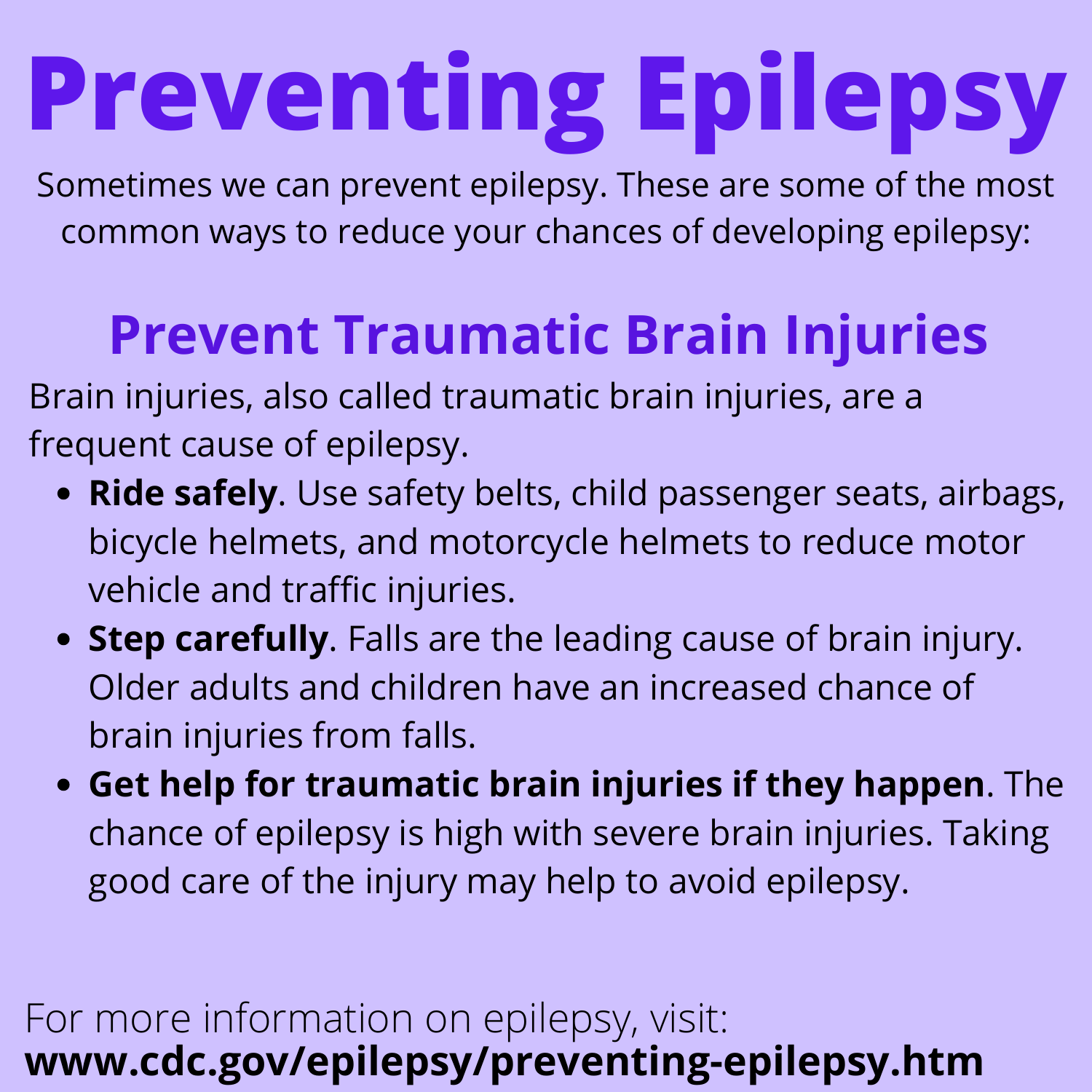# Preventing Epilepsy

Sometimes we can prevent epilepsy. These are some of the most common ways to reduce your chances of developing epilepsy:

## Prevent Traumatic Brain Injuries

Brain injuries, also called traumatic brain injuries, are a frequent cause of epilepsy.

- **Ride safely**. Use safety belts, child passenger seats, airbags, bicycle helmets, and motorcycle helmets to reduce motor vehicle and traffic injuries.
- **Step carefully**. Falls are the leading cause of brain injury. Older adults and children have an increased chance of brain injuries from falls.
- **Get help for traumatic brain injuries if they happen**. The chance of epilepsy is high with severe brain injuries. Taking good care of the injury may help to avoid epilepsy.

For more information on epilepsy, visit:
**www.cdc.gov/epilepsy/preventing-epilepsy.htm**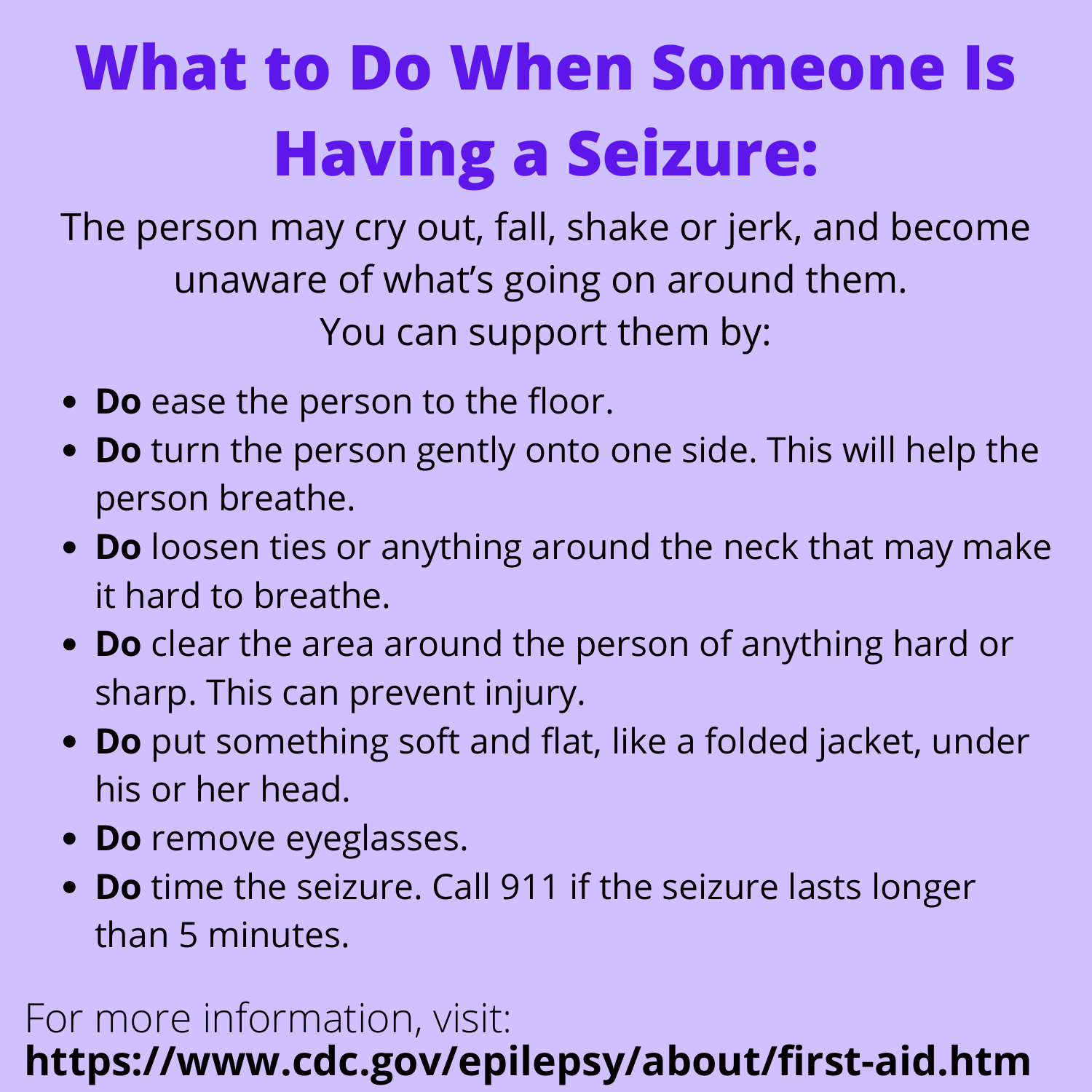# What to Do When Someone Is Having a Seizure:

The person may cry out, fall, shake or jerk, and become unaware of what's going on around them.
You can support them by:

- **Do** ease the person to the floor.
- **Do** turn the person gently onto one side. This will help the person breathe.
- **Do** loosen ties or anything around the neck that may make it hard to breathe.
- **Do** clear the area around the person of anything hard or sharp. This can prevent injury.
- **Do** put something soft and flat, like a folded jacket, under his or her head.
- **Do** remove eyeglasses.
- **Do** time the seizure. Call 911 if the seizure lasts longer than 5 minutes.

For more information, visit:
**https://www.cdc.gov/epilepsy/about/first-aid.htm**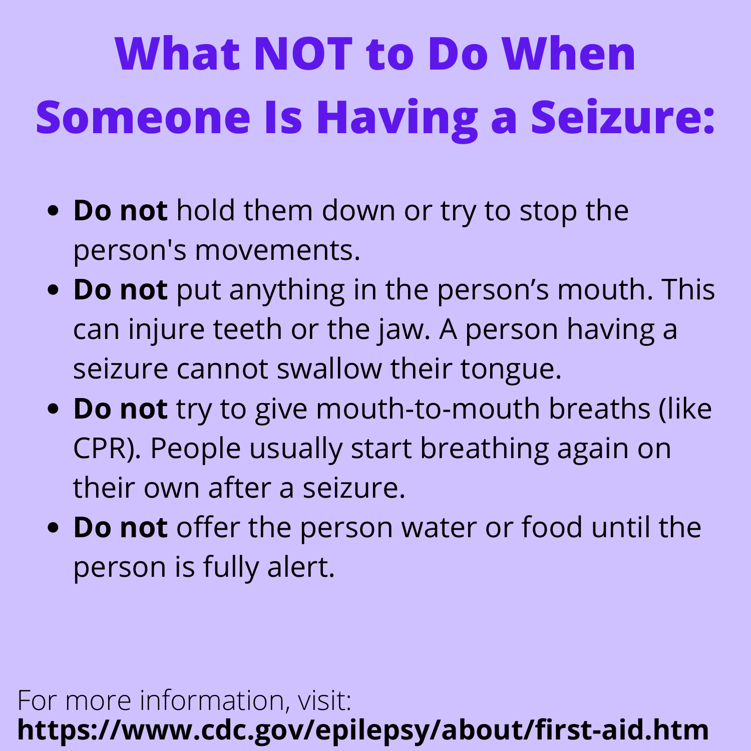# What NOT to Do When Someone Is Having a Seizure:

- **Do not** hold them down or try to stop the person's movements.
- **Do not** put anything in the person's mouth. This can injure teeth or the jaw. A person having a seizure cannot swallow their tongue.
- **Do not** try to give mouth-to-mouth breaths (like CPR). People usually start breathing again on their own after a seizure.
- **Do not** offer the person water or food until the person is fully alert.

For more information, visit:
**https://www.cdc.gov/epilepsy/about/first-aid.htm**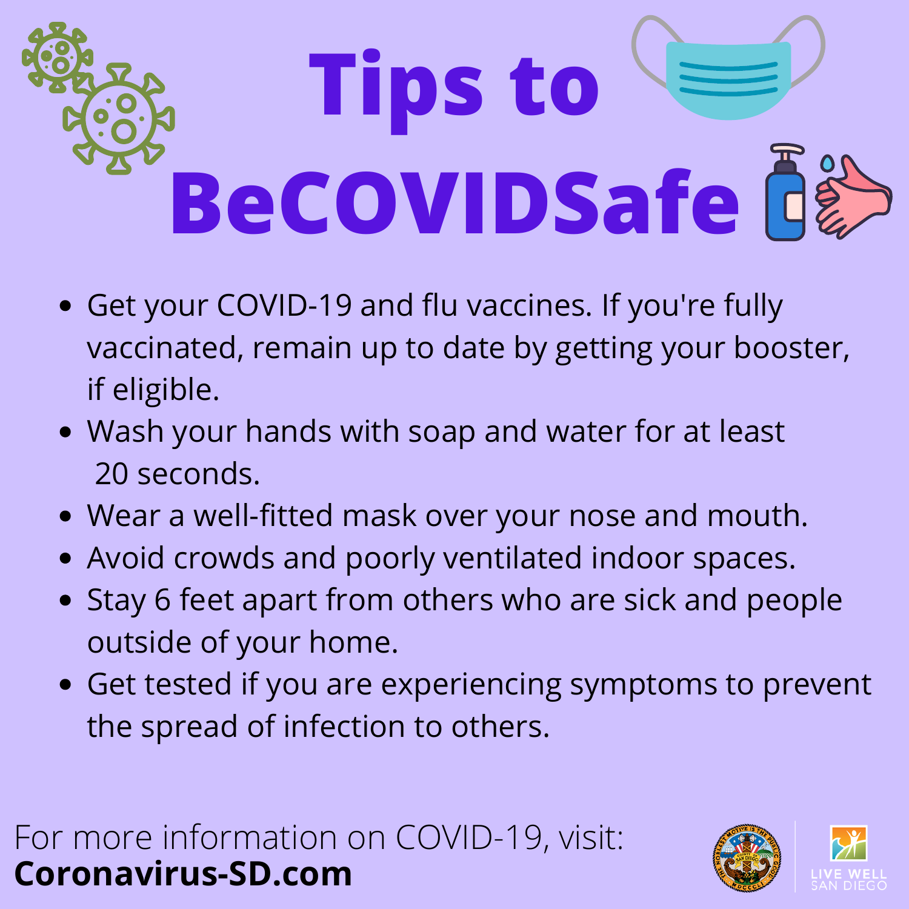# Tips to BeCOVIDSafe

- Get your COVID-19 and flu vaccines. If you're fully vaccinated, remain up to date by getting your booster, if eligible.
- Wash your hands with soap and water for at least 20 seconds.
- Wear a well-fitted mask over your nose and mouth.
- Avoid crowds and poorly ventilated indoor spaces.
- Stay 6 feet apart from others who are sick and people outside of your home.
- Get tested if you are experiencing symptoms to prevent the spread of infection to others.

For more information on COVID-19, visit:
**Coronavirus-SD.com**

LIVE WELL SAN DIEGO